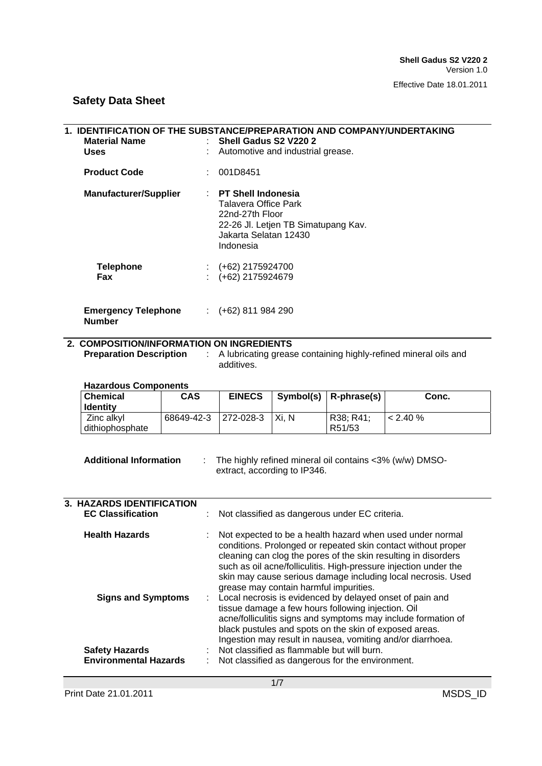Shell Gadus S2 V220 2
Version 1.0
Effective Date 18.01.2011

# Safety Data Sheet

## 1. IDENTIFICATION OF THE SUBSTANCE/PREPARATION AND COMPANY/UNDERTAKING

**Material Name** : **Shell Gadus S2 V220 2**
**Uses** : Automotive and industrial grease.

**Product Code** : 001D8451

**Manufacturer/Supplier** : **PT Shell Indonesia**
Talavera Office Park
22nd-27th Floor
22-26 Jl. Letjen TB Simatupang Kav.
Jakarta Selatan 12430
Indonesia

**Telephone** : (+62) 2175924700
**Fax** : (+62) 2175924679

**Emergency Telephone Number** : (+62) 811 984 290

## 2. COMPOSITION/INFORMATION ON INGREDIENTS

**Preparation Description** : A lubricating grease containing highly-refined mineral oils and additives.

**Hazardous Components**

| Chemical Identity | CAS | EINECS | Symbol(s) | R-phrase(s) | Conc. |
|---|---|---|---|---|---|
| Zinc alkyl dithiophosphate | 68649-42-3 | 272-028-3 | Xi, N | R38; R41; R51/53 | < 2.40 % |

**Additional Information** : The highly refined mineral oil contains <3% (w/w) DMSO-extract, according to IP346.

## 3. HAZARDS IDENTIFICATION

**EC Classification** : Not classified as dangerous under EC criteria.

**Health Hazards** : Not expected to be a health hazard when used under normal conditions. Prolonged or repeated skin contact without proper cleaning can clog the pores of the skin resulting in disorders such as oil acne/folliculitis. High-pressure injection under the skin may cause serious damage including local necrosis. Used grease may contain harmful impurities.

**Signs and Symptoms** : Local necrosis is evidenced by delayed onset of pain and tissue damage a few hours following injection. Oil acne/folliculitis signs and symptoms may include formation of black pustules and spots on the skin of exposed areas. Ingestion may result in nausea, vomiting and/or diarrhoea.

**Safety Hazards** : Not classified as flammable but will burn.
**Environmental Hazards** : Not classified as dangerous for the environment.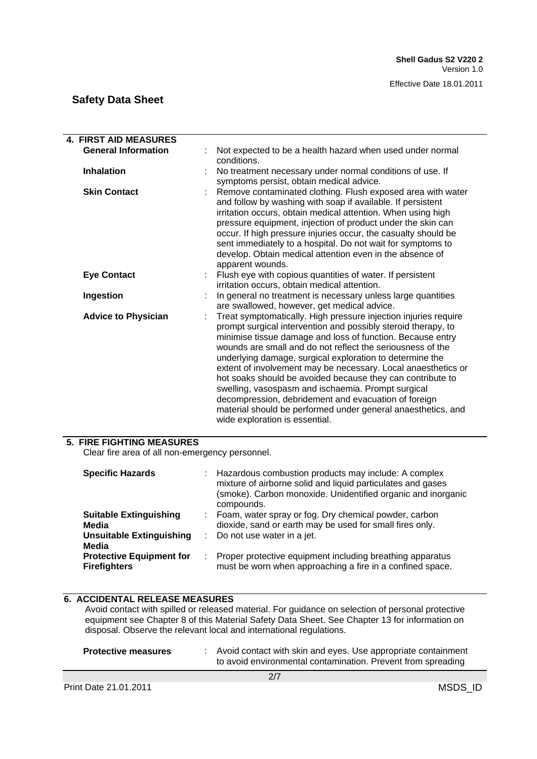## 4. FIRST AID MEASURES

| | |
|---|---|
| **General Information** | : Not expected to be a health hazard when used under normal conditions. |
| **Inhalation** | : No treatment necessary under normal conditions of use. If symptoms persist, obtain medical advice. |
| **Skin Contact** | : Remove contaminated clothing. Flush exposed area with water and follow by washing with soap if available. If persistent irritation occurs, obtain medical attention. When using high pressure equipment, injection of product under the skin can occur. If high pressure injuries occur, the casualty should be sent immediately to a hospital. Do not wait for symptoms to develop. Obtain medical attention even in the absence of apparent wounds. |
| **Eye Contact** | : Flush eye with copious quantities of water. If persistent irritation occurs, obtain medical attention. |
| **Ingestion** | : In general no treatment is necessary unless large quantities are swallowed, however, get medical advice. |
| **Advice to Physician** | : Treat symptomatically. High pressure injection injuries require prompt surgical intervention and possibly steroid therapy, to minimise tissue damage and loss of function. Because entry wounds are small and do not reflect the seriousness of the underlying damage, surgical exploration to determine the extent of involvement may be necessary. Local anaesthetics or hot soaks should be avoided because they can contribute to swelling, vasospasm and ischaemia. Prompt surgical decompression, debridement and evacuation of foreign material should be performed under general anaesthetics, and wide exploration is essential. |

## 5. FIRE FIGHTING MEASURES

Clear fire area of all non-emergency personnel.

| | |
|---|---|
| **Specific Hazards** | : Hazardous combustion products may include: A complex mixture of airborne solid and liquid particulates and gases (smoke). Carbon monoxide. Unidentified organic and inorganic compounds. |
| **Suitable Extinguishing Media** | : Foam, water spray or fog. Dry chemical powder, carbon dioxide, sand or earth may be used for small fires only. |
| **Unsuitable Extinguishing Media** | : Do not use water in a jet. |
| **Protective Equipment for Firefighters** | : Proper protective equipment including breathing apparatus must be worn when approaching a fire in a confined space. |

## 6. ACCIDENTAL RELEASE MEASURES

Avoid contact with spilled or released material. For guidance on selection of personal protective equipment see Chapter 8 of this Material Safety Data Sheet. See Chapter 13 for information on disposal. Observe the relevant local and international regulations.

| | |
|---|---|
| **Protective measures** | : Avoid contact with skin and eyes. Use appropriate containment to avoid environmental contamination. Prevent from spreading |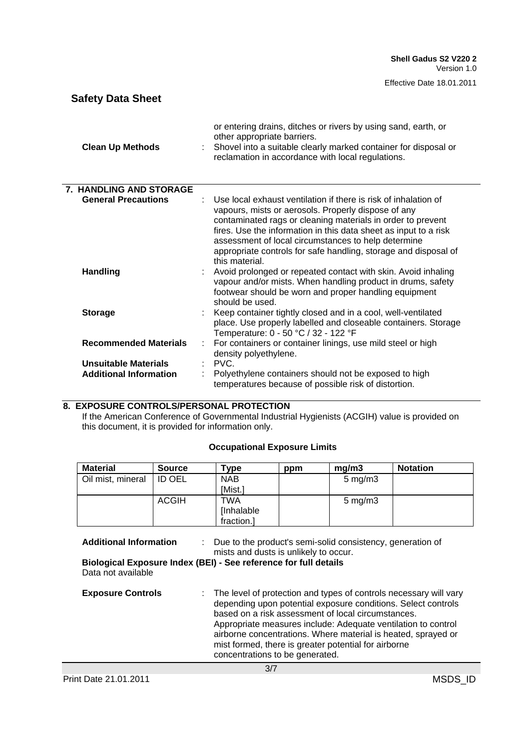| | | |
|---|---|---|
| | | or entering drains, ditches or rivers by using sand, earth, or other appropriate barriers. |
| **Clean Up Methods** | : | Shovel into a suitable clearly marked container for disposal or reclamation in accordance with local regulations. |

## 7. HANDLING AND STORAGE

| | | |
|---|---|---|
| **General Precautions** | : | Use local exhaust ventilation if there is risk of inhalation of vapours, mists or aerosols. Properly dispose of any contaminated rags or cleaning materials in order to prevent fires. Use the information in this data sheet as input to a risk assessment of local circumstances to help determine appropriate controls for safe handling, storage and disposal of this material. |
| **Handling** | : | Avoid prolonged or repeated contact with skin. Avoid inhaling vapour and/or mists. When handling product in drums, safety footwear should be worn and proper handling equipment should be used. |
| **Storage** | : | Keep container tightly closed and in a cool, well-ventilated place. Use properly labelled and closeable containers. Storage Temperature: 0 - 50 °C / 32 - 122 °F |
| **Recommended Materials** | : | For containers or container linings, use mild steel or high density polyethylene. |
| **Unsuitable Materials** | : | PVC. |
| **Additional Information** | : | Polyethylene containers should not be exposed to high temperatures because of possible risk of distortion. |

## 8. EXPOSURE CONTROLS/PERSONAL PROTECTION

If the American Conference of Governmental Industrial Hygienists (ACGIH) value is provided on this document, it is provided for information only.

**Occupational Exposure Limits**

| Material | Source | Type | ppm | mg/m3 | Notation |
|---|---|---|---|---|---|
| Oil mist, mineral | ID OEL | NAB [Mist.] | | 5 mg/m3 | |
| | ACGIH | TWA [Inhalable fraction.] | | 5 mg/m3 | |

| | | |
|---|---|---|
| **Additional Information** | : | Due to the product's semi-solid consistency, generation of mists and dusts is unlikely to occur. |

**Biological Exposure Index (BEI) - See reference for full details**

Data not available

| | | |
|---|---|---|
| **Exposure Controls** | : | The level of protection and types of controls necessary will vary depending upon potential exposure conditions. Select controls based on a risk assessment of local circumstances. Appropriate measures include: Adequate ventilation to control airborne concentrations. Where material is heated, sprayed or mist formed, there is greater potential for airborne concentrations to be generated. |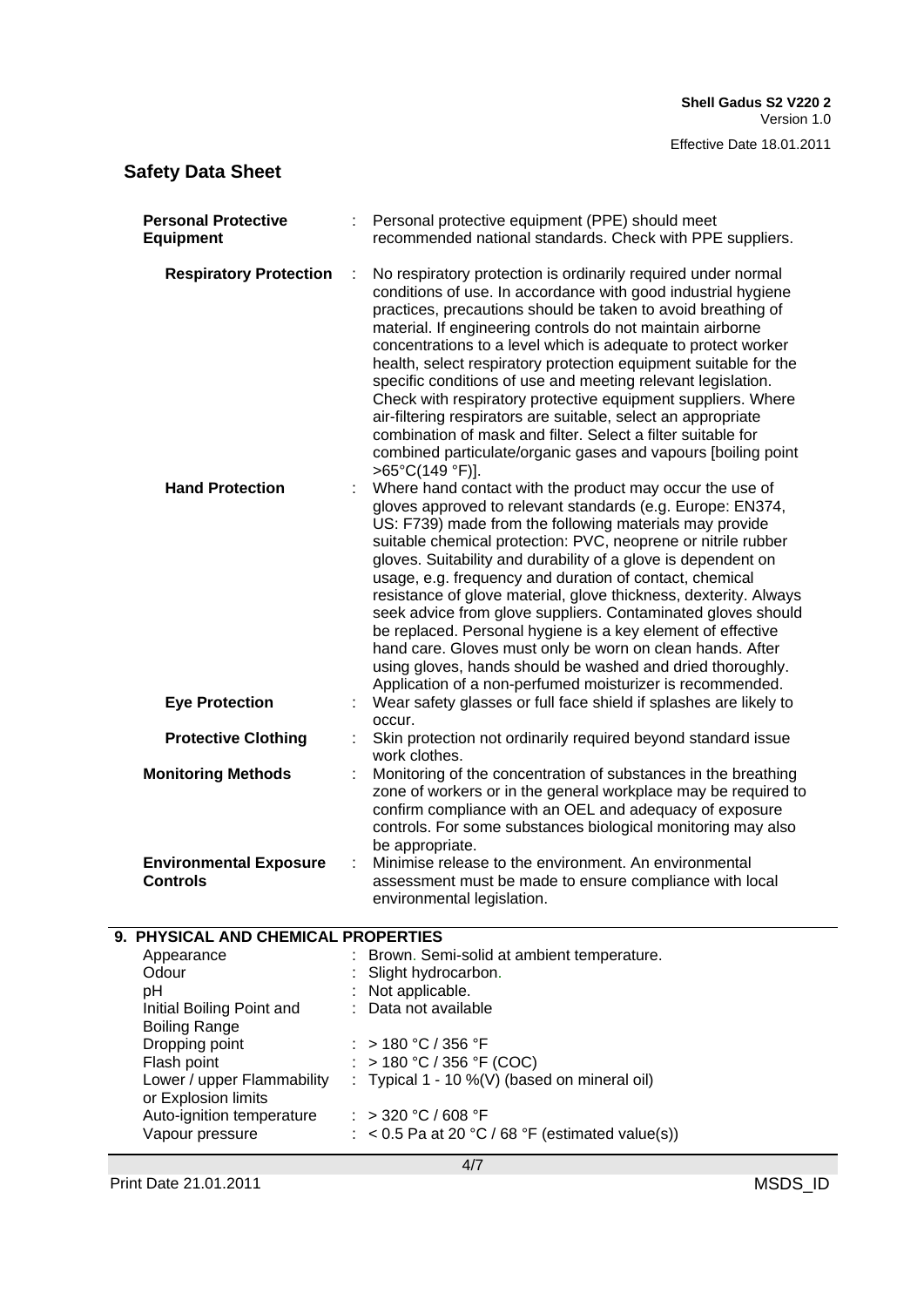**Personal Protective Equipment** : Personal protective equipment (PPE) should meet recommended national standards. Check with PPE suppliers.

**Respiratory Protection** : No respiratory protection is ordinarily required under normal conditions of use. In accordance with good industrial hygiene practices, precautions should be taken to avoid breathing of material. If engineering controls do not maintain airborne concentrations to a level which is adequate to protect worker health, select respiratory protection equipment suitable for the specific conditions of use and meeting relevant legislation. Check with respiratory protective equipment suppliers. Where air-filtering respirators are suitable, select an appropriate combination of mask and filter. Select a filter suitable for combined particulate/organic gases and vapours [boiling point >65°C(149 °F)].

**Hand Protection** : Where hand contact with the product may occur the use of gloves approved to relevant standards (e.g. Europe: EN374, US: F739) made from the following materials may provide suitable chemical protection: PVC, neoprene or nitrile rubber gloves. Suitability and durability of a glove is dependent on usage, e.g. frequency and duration of contact, chemical resistance of glove material, glove thickness, dexterity. Always seek advice from glove suppliers. Contaminated gloves should be replaced. Personal hygiene is a key element of effective hand care. Gloves must only be worn on clean hands. After using gloves, hands should be washed and dried thoroughly. Application of a non-perfumed moisturizer is recommended.

**Eye Protection** : Wear safety glasses or full face shield if splashes are likely to occur.

**Protective Clothing** : Skin protection not ordinarily required beyond standard issue work clothes.

**Monitoring Methods** : Monitoring of the concentration of substances in the breathing zone of workers or in the general workplace may be required to confirm compliance with an OEL and adequacy of exposure controls. For some substances biological monitoring may also be appropriate.

**Environmental Exposure Controls** : Minimise release to the environment. An environmental assessment must be made to ensure compliance with local environmental legislation.

## 9. PHYSICAL AND CHEMICAL PROPERTIES

| Property | Value |
|---|---|
| Appearance | Brown. Semi-solid at ambient temperature. |
| Odour | Slight hydrocarbon. |
| pH | Not applicable. |
| Initial Boiling Point and Boiling Range | Data not available |
| Dropping point | > 180 °C / 356 °F |
| Flash point | > 180 °C / 356 °F (COC) |
| Lower / upper Flammability or Explosion limits | Typical 1 - 10 %(V) (based on mineral oil) |
| Auto-ignition temperature | > 320 °C / 608 °F |
| Vapour pressure | < 0.5 Pa at 20 °C / 68 °F (estimated value(s)) |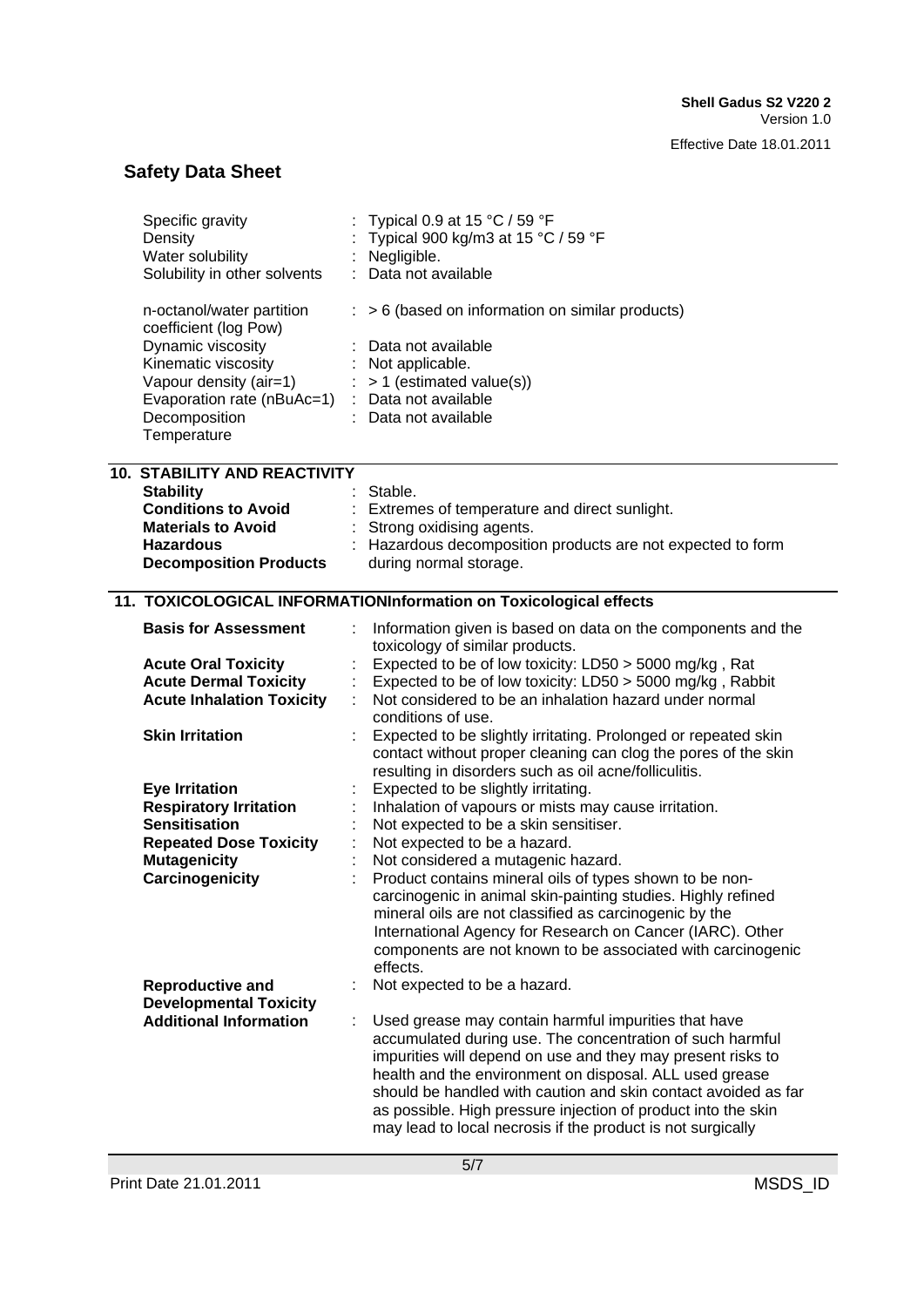| | | |
|---|---|---|
| Specific gravity | : | Typical 0.9 at 15 °C / 59 °F |
| Density | : | Typical 900 kg/m3 at 15 °C / 59 °F |
| Water solubility | : | Negligible. |
| Solubility in other solvents | : | Data not available |
| n-octanol/water partition coefficient (log Pow) | : | > 6 (based on information on similar products) |
| Dynamic viscosity | : | Data not available |
| Kinematic viscosity | : | Not applicable. |
| Vapour density (air=1) | : | > 1 (estimated value(s)) |
| Evaporation rate (nBuAc=1) | : | Data not available |
| Decomposition Temperature | : | Data not available |

## 10. STABILITY AND REACTIVITY

| | | |
|---|---|---|
| **Stability** | : | Stable. |
| **Conditions to Avoid** | : | Extremes of temperature and direct sunlight. |
| **Materials to Avoid** | : | Strong oxidising agents. |
| **Hazardous Decomposition Products** | : | Hazardous decomposition products are not expected to form during normal storage. |

## 11. TOXICOLOGICAL INFORMATIONInformation on Toxicological effects

| | | |
|---|---|---|
| **Basis for Assessment** | : | Information given is based on data on the components and the toxicology of similar products. |
| **Acute Oral Toxicity** | : | Expected to be of low toxicity: LD50 > 5000 mg/kg , Rat |
| **Acute Dermal Toxicity** | : | Expected to be of low toxicity: LD50 > 5000 mg/kg , Rabbit |
| **Acute Inhalation Toxicity** | : | Not considered to be an inhalation hazard under normal conditions of use. |
| **Skin Irritation** | : | Expected to be slightly irritating. Prolonged or repeated skin contact without proper cleaning can clog the pores of the skin resulting in disorders such as oil acne/folliculitis. |
| **Eye Irritation** | : | Expected to be slightly irritating. |
| **Respiratory Irritation** | : | Inhalation of vapours or mists may cause irritation. |
| **Sensitisation** | : | Not expected to be a skin sensitiser. |
| **Repeated Dose Toxicity** | : | Not expected to be a hazard. |
| **Mutagenicity** | : | Not considered a mutagenic hazard. |
| **Carcinogenicity** | : | Product contains mineral oils of types shown to be non-carcinogenic in animal skin-painting studies. Highly refined mineral oils are not classified as carcinogenic by the International Agency for Research on Cancer (IARC). Other components are not known to be associated with carcinogenic effects. |
| **Reproductive and Developmental Toxicity** | : | Not expected to be a hazard. |
| **Additional Information** | : | Used grease may contain harmful impurities that have accumulated during use. The concentration of such harmful impurities will depend on use and they may present risks to health and the environment on disposal. ALL used grease should be handled with caution and skin contact avoided as far as possible. High pressure injection of product into the skin may lead to local necrosis if the product is not surgically |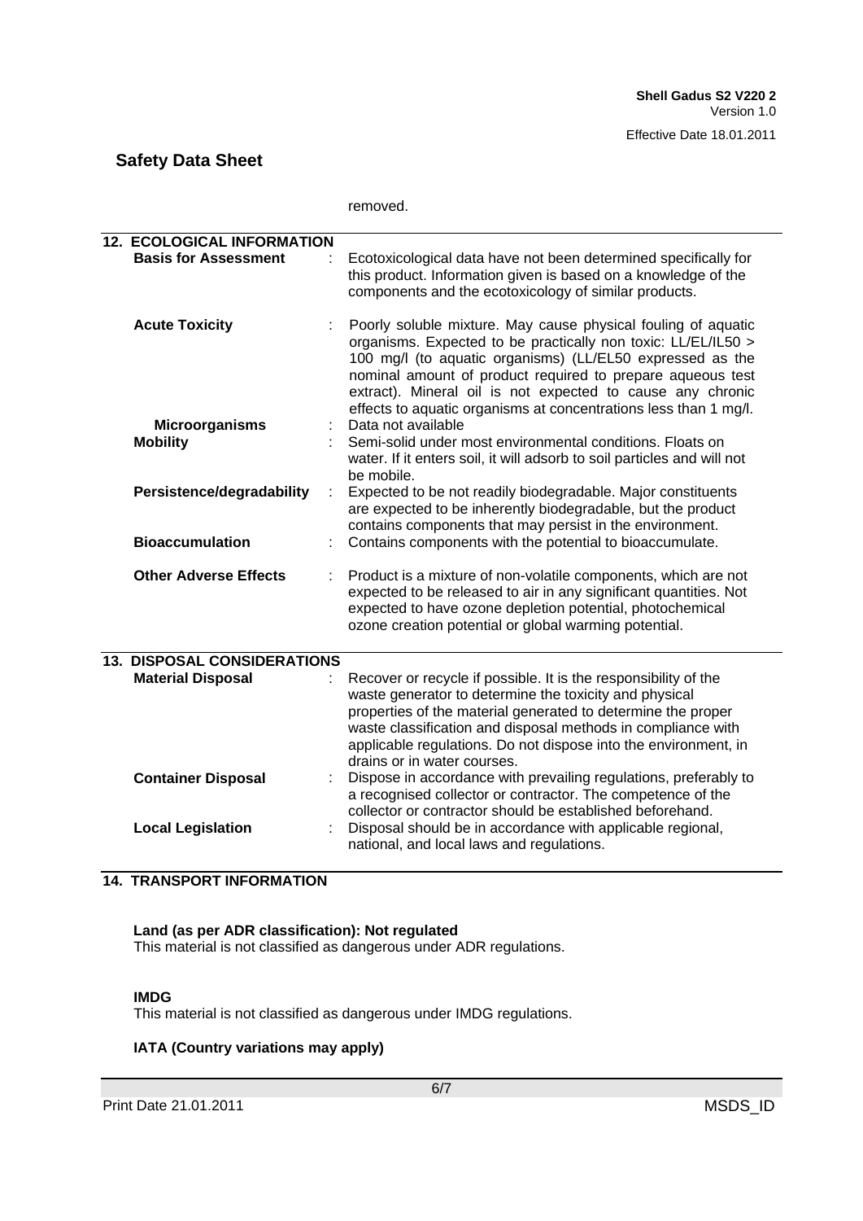removed.

## 12. ECOLOGICAL INFORMATION

**Basis for Assessment** : Ecotoxicological data have not been determined specifically for this product. Information given is based on a knowledge of the components and the ecotoxicology of similar products.

**Acute Toxicity** : Poorly soluble mixture. May cause physical fouling of aquatic organisms. Expected to be practically non toxic: LL/EL/IL50 > 100 mg/l (to aquatic organisms) (LL/EL50 expressed as the nominal amount of product required to prepare aqueous test extract). Mineral oil is not expected to cause any chronic effects to aquatic organisms at concentrations less than 1 mg/l.

**Microorganisms** : Data not available

**Mobility** : Semi-solid under most environmental conditions. Floats on water. If it enters soil, it will adsorb to soil particles and will not be mobile.

**Persistence/degradability** : Expected to be not readily biodegradable. Major constituents are expected to be inherently biodegradable, but the product contains components that may persist in the environment.

**Bioaccumulation** : Contains components with the potential to bioaccumulate.

**Other Adverse Effects** : Product is a mixture of non-volatile components, which are not expected to be released to air in any significant quantities. Not expected to have ozone depletion potential, photochemical ozone creation potential or global warming potential.

## 13. DISPOSAL CONSIDERATIONS

**Material Disposal** : Recover or recycle if possible. It is the responsibility of the waste generator to determine the toxicity and physical properties of the material generated to determine the proper waste classification and disposal methods in compliance with applicable regulations. Do not dispose into the environment, in drains or in water courses.

**Container Disposal** : Dispose in accordance with prevailing regulations, preferably to a recognised collector or contractor. The competence of the collector or contractor should be established beforehand.

**Local Legislation** : Disposal should be in accordance with applicable regional, national, and local laws and regulations.

## 14. TRANSPORT INFORMATION

**Land (as per ADR classification): Not regulated**
This material is not classified as dangerous under ADR regulations.

**IMDG**
This material is not classified as dangerous under IMDG regulations.

**IATA (Country variations may apply)**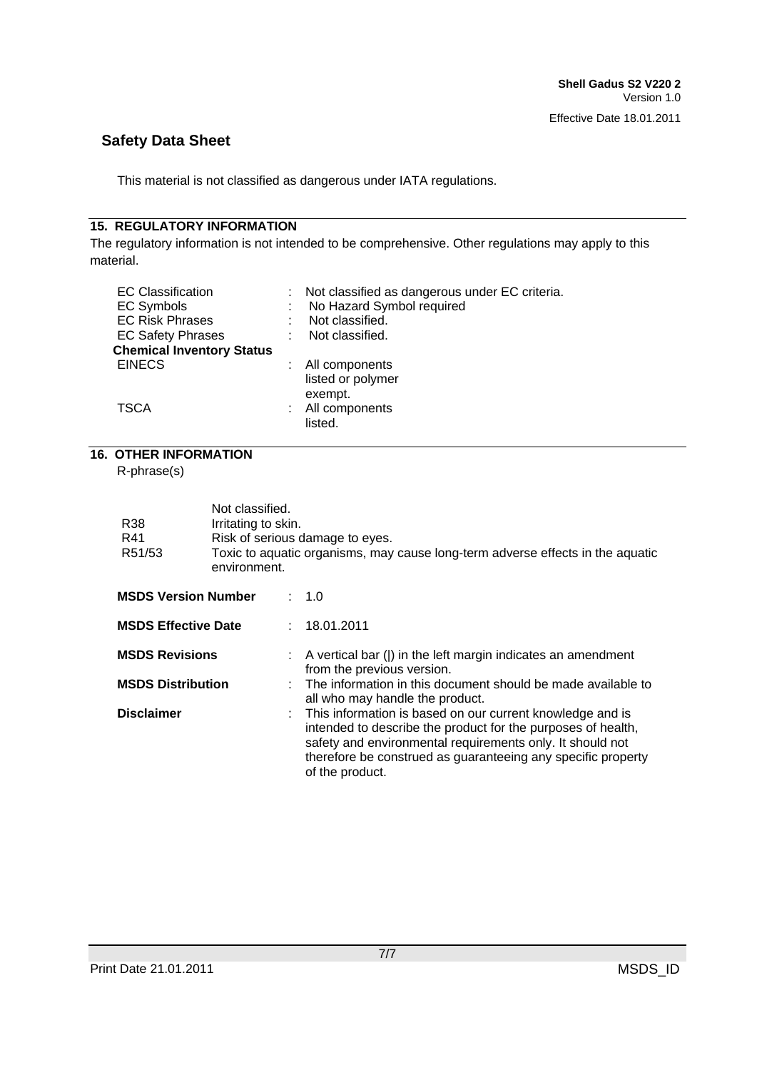This material is not classified as dangerous under IATA regulations.

## 15. REGULATORY INFORMATION

The regulatory information is not intended to be comprehensive. Other regulations may apply to this material.

| | | |
|---|---|---|
| EC Classification | : | Not classified as dangerous under EC criteria. |
| EC Symbols | : | No Hazard Symbol required |
| EC Risk Phrases | : | Not classified. |
| EC Safety Phrases | : | Not classified. |
| **Chemical Inventory Status** | | |
| EINECS | : | All components listed or polymer exempt. |
| TSCA | : | All components listed. |

## 16. OTHER INFORMATION

R-phrase(s)

| | |
|---|---|
| | Not classified. |
| R38 | Irritating to skin. |
| R41 | Risk of serious damage to eyes. |
| R51/53 | Toxic to aquatic organisms, may cause long-term adverse effects in the aquatic environment. |

| | | |
|---|---|---|
| **MSDS Version Number** | : | 1.0 |
| **MSDS Effective Date** | : | 18.01.2011 |
| **MSDS Revisions** | : | A vertical bar (\|) in the left margin indicates an amendment from the previous version. |
| **MSDS Distribution** | : | The information in this document should be made available to all who may handle the product. |
| **Disclaimer** | : | This information is based on our current knowledge and is intended to describe the product for the purposes of health, safety and environmental requirements only. It should not therefore be construed as guaranteeing any specific property of the product. |